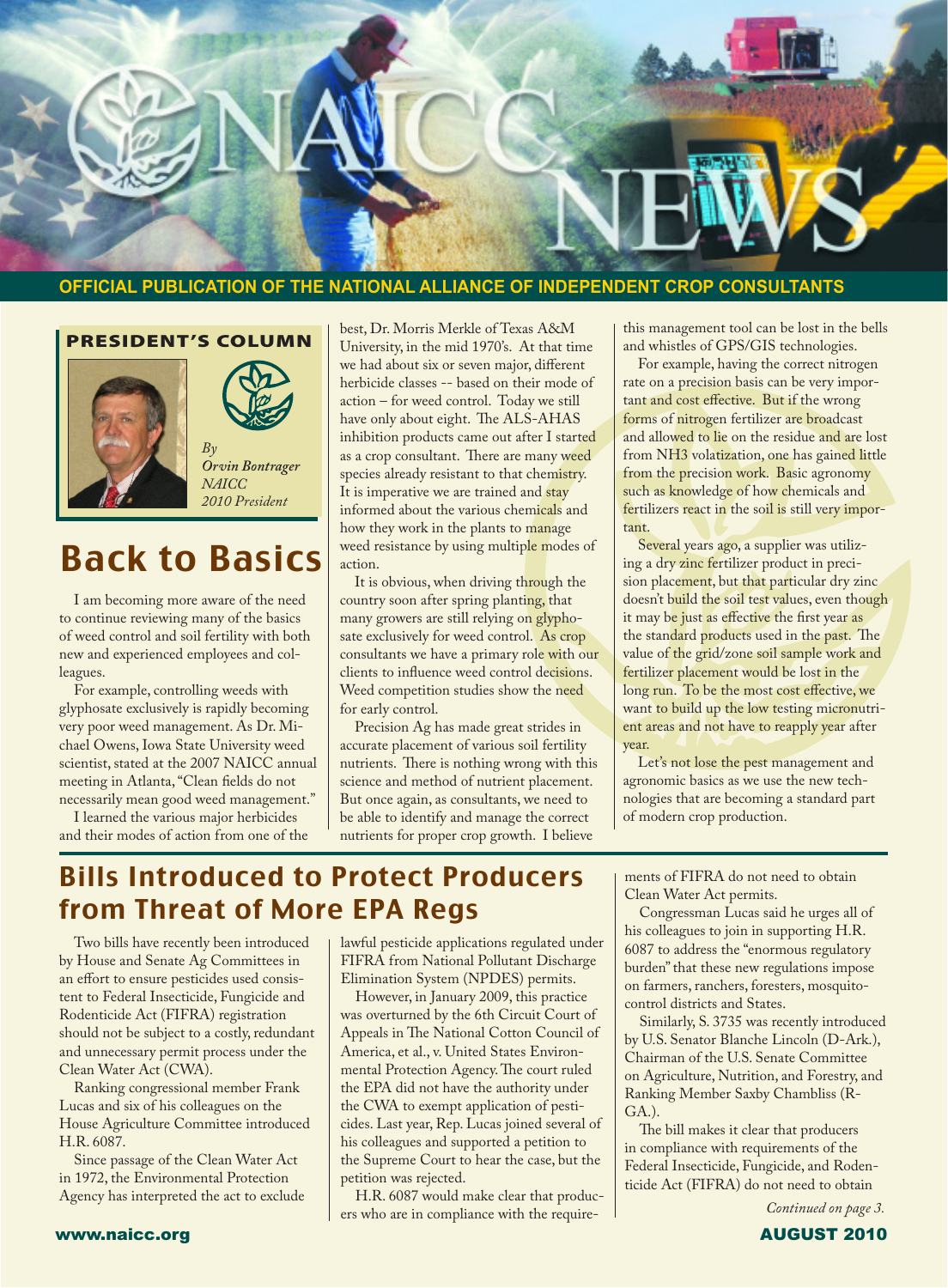# NAICC NEWS

**OFFICIAL PUBLICATION OF THE NATIONAL ALLIANCE OF INDEPENDENT CROP CONSULTANTS**

## PRESIDENT'S COLUMN

*By*
***Orvin Bontrager***
***NAICC***
***2010 President***

# Back to Basics

I am becoming more aware of the need to continue reviewing many of the basics of weed control and soil fertility with both new and experienced employees and colleagues.

For example, controlling weeds with glyphosate exclusively is rapidly becoming very poor weed management. As Dr. Michael Owens, Iowa State University weed scientist, stated at the 2007 NAICC annual meeting in Atlanta, "Clean fields do not necessarily mean good weed management."

I learned the various major herbicides and their modes of action from one of the best, Dr. Morris Merkle of Texas A&M University, in the mid 1970's. At that time we had about six or seven major, different herbicide classes -- based on their mode of action – for weed control. Today we still have only about eight. The ALS-AHAS inhibition products came out after I started as a crop consultant. There are many weed species already resistant to that chemistry. It is imperative we are trained and stay informed about the various chemicals and how they work in the plants to manage weed resistance by using multiple modes of action.

It is obvious, when driving through the country soon after spring planting, that many growers are still relying on glyphosate exclusively for weed control. As crop consultants we have a primary role with our clients to influence weed control decisions. Weed competition studies show the need for early control.

Precision Ag has made great strides in accurate placement of various soil fertility nutrients. There is nothing wrong with this science and method of nutrient placement. But once again, as consultants, we need to be able to identify and manage the correct nutrients for proper crop growth. I believe this management tool can be lost in the bells and whistles of GPS/GIS technologies.

For example, having the correct nitrogen rate on a precision basis can be very important and cost effective. But if the wrong forms of nitrogen fertilizer are broadcast and allowed to lie on the residue and are lost from $NH_3$ volatization, one has gained little from the precision work. Basic agronomy such as knowledge of how chemicals and fertilizers react in the soil is still very important.

Several years ago, a supplier was utilizing a dry zinc fertilizer product in precision placement, but that particular dry zinc doesn't build the soil test values, even though it may be just as effective the first year as the standard products used in the past. The value of the grid/zone soil sample work and fertilizer placement would be lost in the long run. To be the most cost effective, we want to build up the low testing micronutrient areas and not have to reapply year after year.

Let's not lose the pest management and agronomic basics as we use the new technologies that are becoming a standard part of modern crop production.

## Bills Introduced to Protect Producers from Threat of More EPA Regs

Two bills have recently been introduced by House and Senate Ag Committees in an effort to ensure pesticides used consistent to Federal Insecticide, Fungicide and Rodenticide Act (FIFRA) registration should not be subject to a costly, redundant and unnecessary permit process under the Clean Water Act (CWA).

Ranking congressional member Frank Lucas and six of his colleagues on the House Agriculture Committee introduced H.R. 6087.

Since passage of the Clean Water Act in 1972, the Environmental Protection Agency has interpreted the act to exclude lawful pesticide applications regulated under FIFRA from National Pollutant Discharge Elimination System (NPDES) permits.

However, in January 2009, this practice was overturned by the 6th Circuit Court of Appeals in The National Cotton Council of America, et al., v. United States Environmental Protection Agency. The court ruled the EPA did not have the authority under the CWA to exempt application of pesticides. Last year, Rep. Lucas joined several of his colleagues and supported a petition to the Supreme Court to hear the case, but the petition was rejected.

H.R. 6087 would make clear that producers who are in compliance with the requirements of FIFRA do not need to obtain Clean Water Act permits.

Congressman Lucas said he urges all of his colleagues to join in supporting H.R. 6087 to address the "enormous regulatory burden" that these new regulations impose on farmers, ranchers, foresters, mosquito-control districts and States.

Similarly, S. 3735 was recently introduced by U.S. Senator Blanche Lincoln (D-Ark.), Chairman of the U.S. Senate Committee on Agriculture, Nutrition, and Forestry, and Ranking Member Saxby Chambliss (R-GA.).

The bill makes it clear that producers in compliance with requirements of the Federal Insecticide, Fungicide, and Rodenticide Act (FIFRA) do not need to obtain

*Continued on page 3.*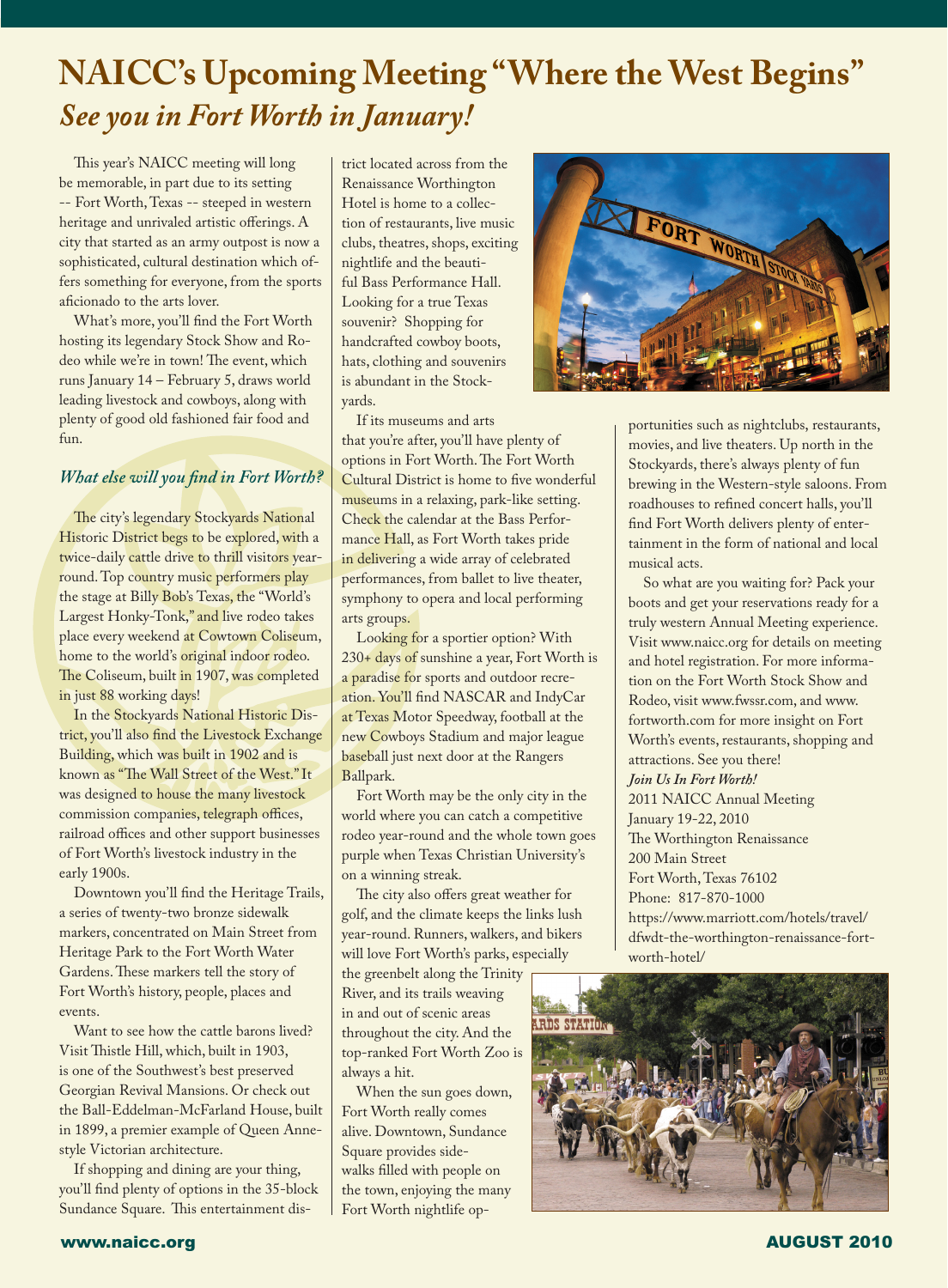# NAICC's Upcoming Meeting "Where the West Begins"

## *See you in Fort Worth in January!*

This year's NAICC meeting will long be memorable, in part due to its setting -- Fort Worth, Texas -- steeped in western heritage and unrivaled artistic offerings. A city that started as an army outpost is now a sophisticated, cultural destination which offers something for everyone, from the sports aficionado to the arts lover.

What's more, you'll find the Fort Worth hosting its legendary Stock Show and Rodeo while we're in town! The event, which runs January 14 – February 5, draws world leading livestock and cowboys, along with plenty of good old fashioned fair food and fun.

### *What else will you find in Fort Worth?*

The city's legendary Stockyards National Historic District begs to be explored, with a twice-daily cattle drive to thrill visitors year-round. Top country music performers play the stage at Billy Bob's Texas, the "World's Largest Honky-Tonk," and live rodeo takes place every weekend at Cowtown Coliseum, home to the world's original indoor rodeo. The Coliseum, built in 1907, was completed in just 88 working days!

In the Stockyards National Historic District, you'll also find the Livestock Exchange Building, which was built in 1902 and is known as "The Wall Street of the West." It was designed to house the many livestock commission companies, telegraph offices, railroad offices and other support businesses of Fort Worth's livestock industry in the early 1900s.

Downtown you'll find the Heritage Trails, a series of twenty-two bronze sidewalk markers, concentrated on Main Street from Heritage Park to the Fort Worth Water Gardens. These markers tell the story of Fort Worth's history, people, places and events.

Want to see how the cattle barons lived? Visit Thistle Hill, which, built in 1903, is one of the Southwest's best preserved Georgian Revival Mansions. Or check out the Ball-Eddelman-McFarland House, built in 1899, a premier example of Queen Anne-style Victorian architecture.

If shopping and dining are your thing, you'll find plenty of options in the 35-block Sundance Square. This entertainment district located across from the Renaissance Worthington Hotel is home to a collection of restaurants, live music clubs, theatres, shops, exciting nightlife and the beautiful Bass Performance Hall. Looking for a true Texas souvenir? Shopping for handcrafted cowboy boots, hats, clothing and souvenirs is abundant in the Stockyards.

If its museums and arts that you're after, you'll have plenty of options in Fort Worth. The Fort Worth Cultural District is home to five wonderful museums in a relaxing, park-like setting. Check the calendar at the Bass Performance Hall, as Fort Worth takes pride in delivering a wide array of celebrated performances, from ballet to live theater, symphony to opera and local performing arts groups.

Looking for a sportier option? With 230+ days of sunshine a year, Fort Worth is a paradise for sports and outdoor recreation. You'll find NASCAR and IndyCar at Texas Motor Speedway, football at the new Cowboys Stadium and major league baseball just next door at the Rangers Ballpark.

Fort Worth may be the only city in the world where you can catch a competitive rodeo year-round and the whole town goes purple when Texas Christian University's on a winning streak.

The city also offers great weather for golf, and the climate keeps the links lush year-round. Runners, walkers, and bikers will love Fort Worth's parks, especially the greenbelt along the Trinity River, and its trails weaving in and out of scenic areas throughout the city. And the top-ranked Fort Worth Zoo is always a hit.

When the sun goes down, Fort Worth really comes alive. Downtown, Sundance Square provides sidewalks filled with people on the town, enjoying the many Fort Worth nightlife opportunities such as nightclubs, restaurants, movies, and live theaters. Up north in the Stockyards, there's always plenty of fun brewing in the Western-style saloons. From roadhouses to refined concert halls, you'll find Fort Worth delivers plenty of entertainment in the form of national and local musical acts.

So what are you waiting for? Pack your boots and get your reservations ready for a truly western Annual Meeting experience. Visit www.naicc.org for details on meeting and hotel registration. For more information on the Fort Worth Stock Show and Rodeo, visit www.fwssr.com, and www.fortworth.com for more insight on Fort Worth's events, restaurants, shopping and attractions. See you there!

***Join Us In Fort Worth!***

2011 NAICC Annual Meeting
January 19-22, 2010
The Worthington Renaissance
200 Main Street
Fort Worth, Texas 76102
Phone: 817-870-1000
https://www.marriott.com/hotels/travel/dfwdt-the-worthington-renaissance-fort-worth-hotel/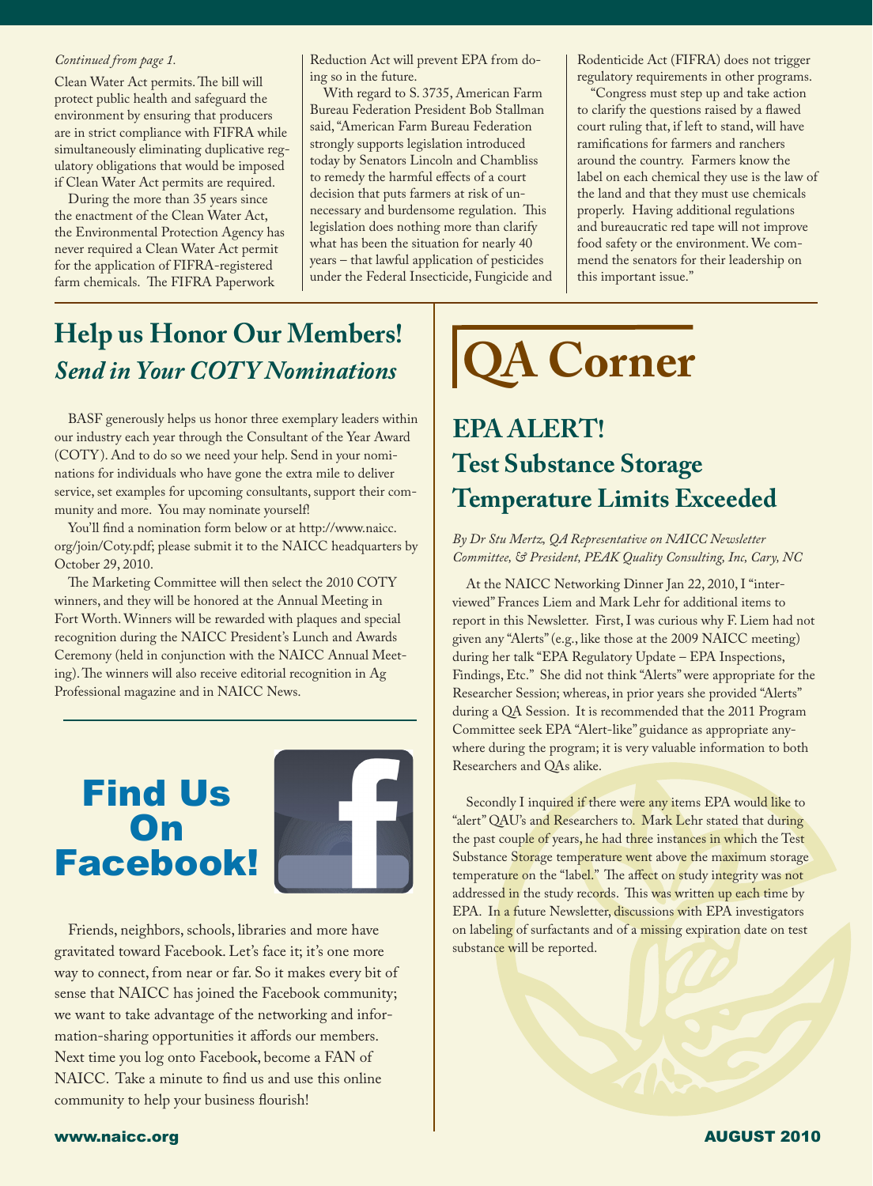*Continued from page 1.*

Clean Water Act permits. The bill will protect public health and safeguard the environment by ensuring that producers are in strict compliance with FIFRA while simultaneously eliminating duplicative regulatory obligations that would be imposed if Clean Water Act permits are required.

During the more than 35 years since the enactment of the Clean Water Act, the Environmental Protection Agency has never required a Clean Water Act permit for the application of FIFRA-registered farm chemicals. The FIFRA Paperwork Reduction Act will prevent EPA from doing so in the future.

With regard to S. 3735, American Farm Bureau Federation President Bob Stallman said, "American Farm Bureau Federation strongly supports legislation introduced today by Senators Lincoln and Chambliss to remedy the harmful effects of a court decision that puts farmers at risk of unnecessary and burdensome regulation. This legislation does nothing more than clarify what has been the situation for nearly 40 years – that lawful application of pesticides under the Federal Insecticide, Fungicide and Rodenticide Act (FIFRA) does not trigger regulatory requirements in other programs.

"Congress must step up and take action to clarify the questions raised by a flawed court ruling that, if left to stand, will have ramifications for farmers and ranchers around the country. Farmers know the label on each chemical they use is the law of the land and that they must use chemicals properly. Having additional regulations and bureaucratic red tape will not improve food safety or the environment. We commend the senators for their leadership on this important issue."

## Help us Honor Our Members!

### *Send in Your COTY Nominations*

BASF generously helps us honor three exemplary leaders within our industry each year through the Consultant of the Year Award (COTY). And to do so we need your help. Send in your nominations for individuals who have gone the extra mile to deliver service, set examples for upcoming consultants, support their community and more. You may nominate yourself!

You'll find a nomination form below or at http://www.naicc.org/join/Coty.pdf; please submit it to the NAICC headquarters by October 29, 2010.

The Marketing Committee will then select the 2010 COTY winners, and they will be honored at the Annual Meeting in Fort Worth. Winners will be rewarded with plaques and special recognition during the NAICC President's Lunch and Awards Ceremony (held in conjunction with the NAICC Annual Meeting). The winners will also receive editorial recognition in Ag Professional magazine and in NAICC News.

## Find Us On Facebook!

Friends, neighbors, schools, libraries and more have gravitated toward Facebook. Let's face it; it's one more way to connect, from near or far. So it makes every bit of sense that NAICC has joined the Facebook community; we want to take advantage of the networking and information-sharing opportunities it affords our members. Next time you log onto Facebook, become a FAN of NAICC. Take a minute to find us and use this online community to help your business flourish!

# QA Corner

## EPA ALERT! Test Substance Storage Temperature Limits Exceeded

*By Dr Stu Mertz, QA Representative on NAICC Newsletter Committee, & President, PEAK Quality Consulting, Inc, Cary, NC*

At the NAICC Networking Dinner Jan 22, 2010, I "interviewed" Frances Liem and Mark Lehr for additional items to report in this Newsletter. First, I was curious why F. Liem had not given any "Alerts" (e.g., like those at the 2009 NAICC meeting) during her talk "EPA Regulatory Update – EPA Inspections, Findings, Etc." She did not think "Alerts" were appropriate for the Researcher Session; whereas, in prior years she provided "Alerts" during a QA Session. It is recommended that the 2011 Program Committee seek EPA "Alert-like" guidance as appropriate anywhere during the program; it is very valuable information to both Researchers and QAs alike.

Secondly I inquired if there were any items EPA would like to "alert" QAU's and Researchers to. Mark Lehr stated that during the past couple of years, he had three instances in which the Test Substance Storage temperature went above the maximum storage temperature on the "label." The affect on study integrity was not addressed in the study records. This was written up each time by EPA. In a future Newsletter, discussions with EPA investigators on labeling of surfactants and of a missing expiration date on test substance will be reported.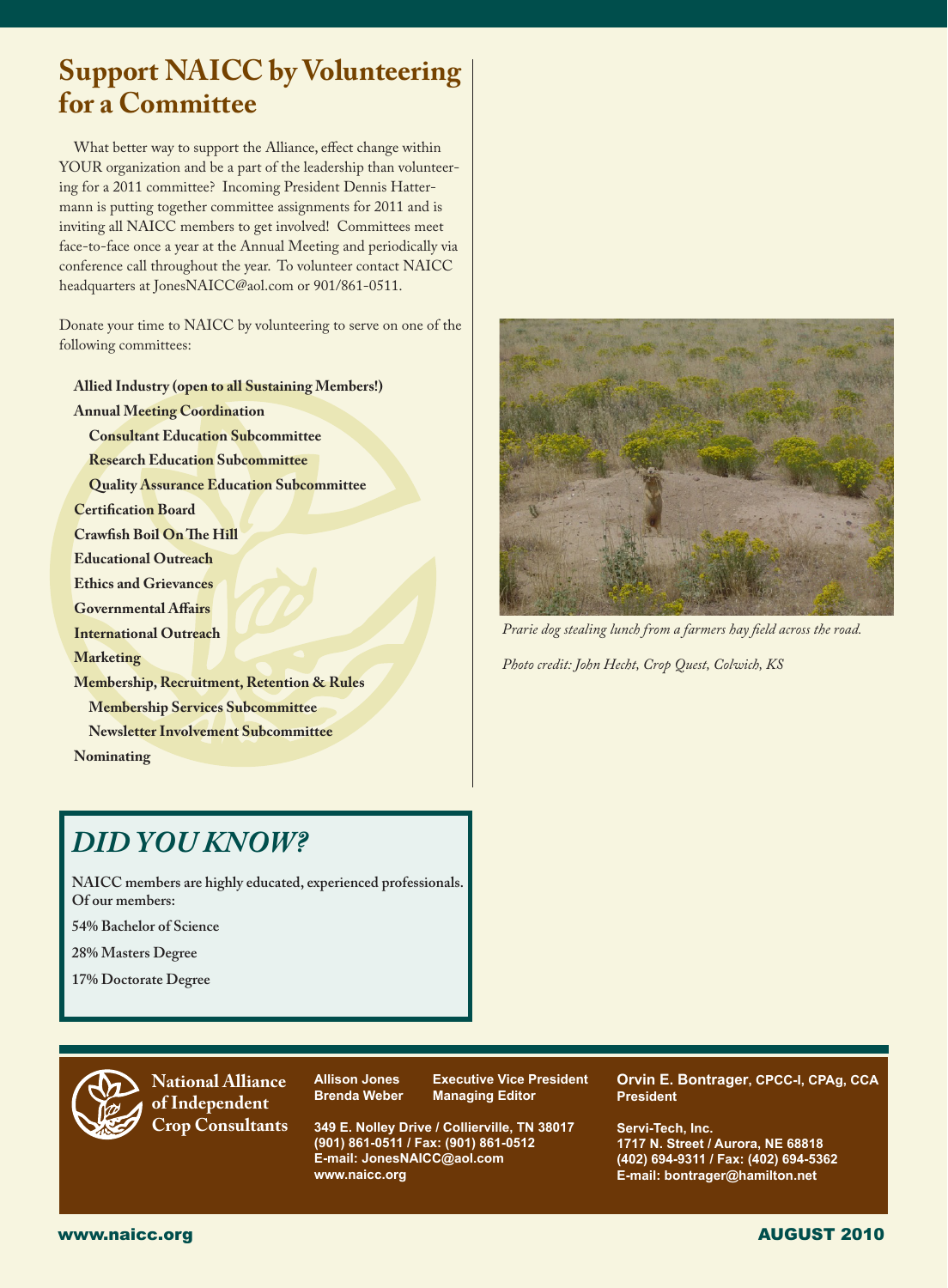# Support NAICC by Volunteering for a Committee

What better way to support the Alliance, effect change within YOUR organization and be a part of the leadership than volunteering for a 2011 committee? Incoming President Dennis Hattermann is putting together committee assignments for 2011 and is inviting all NAICC members to get involved! Committees meet face-to-face once a year at the Annual Meeting and periodically via conference call throughout the year. To volunteer contact NAICC headquarters at JonesNAICC@aol.com or 901/861-0511.

Donate your time to NAICC by volunteering to serve on one of the following committees:

- **Allied Industry (open to all Sustaining Members!)**
- **Annual Meeting Coordination**
  - **Consultant Education Subcommittee**
  - **Research Education Subcommittee**
  - **Quality Assurance Education Subcommittee**
- **Certification Board**
- **Crawfish Boil On The Hill**
- **Educational Outreach**
- **Ethics and Grievances**
- **Governmental Affairs**
- **International Outreach**
- **Marketing**
- **Membership, Recruitment, Retention & Rules**
  - **Membership Services Subcommittee**
  - **Newsletter Involvement Subcommittee**
- **Nominating**

*Prarie dog stealing lunch from a farmers hay field across the road.*

*Photo credit: John Hecht, Crop Quest, Colwich, KS*

## *DID YOU KNOW?*

**NAICC members are highly educated, experienced professionals. Of our members:**

**54% Bachelor of Science**

**28% Masters Degree**

**17% Doctorate Degree**

---

**National Alliance of Independent Crop Consultants**

**Allison Jones** — Executive Vice President
**Brenda Weber** — Managing Editor

349 E. Nolley Drive / Collierville, TN 38017
(901) 861-0511 / Fax: (901) 861-0512
E-mail: JonesNAICC@aol.com
www.naicc.org

**Orvin E. Bontrager**, CPCC-I, CPAg, CCA
President

Servi-Tech, Inc.
1717 N. Street / Aurora, NE 68818
(402) 694-9311 / Fax: (402) 694-5362
E-mail: bontrager@hamilton.net